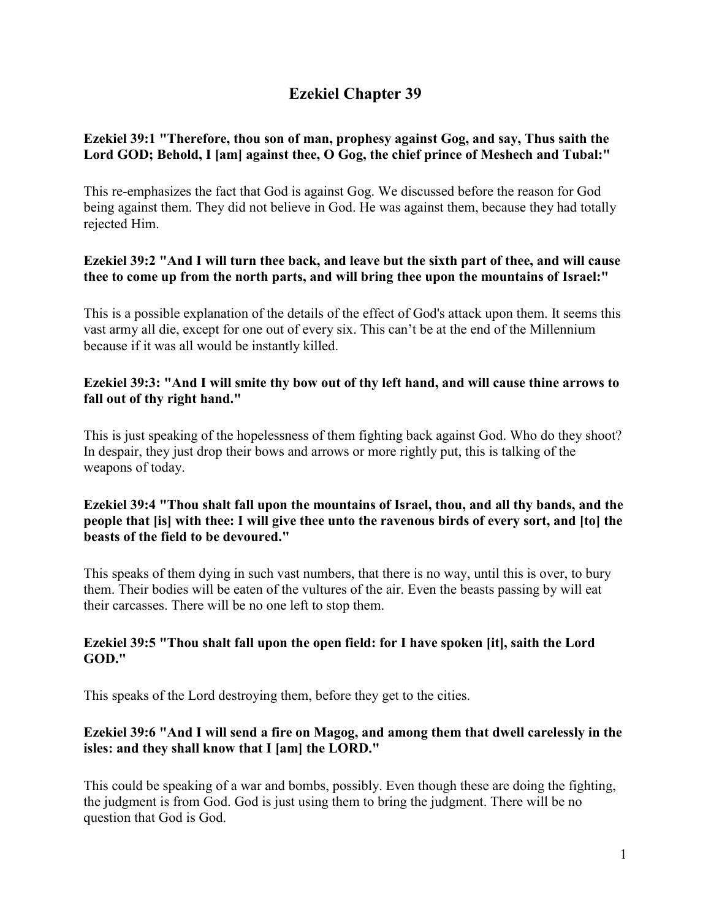# Ezekiel Chapter 39

**Ezekiel 39:1 "Therefore, thou son of man, prophesy against Gog, and say, Thus saith the Lord GOD; Behold, I [am] against thee, O Gog, the chief prince of Meshech and Tubal:"**

This re-emphasizes the fact that God is against Gog. We discussed before the reason for God being against them. They did not believe in God. He was against them, because they had totally rejected Him.

**Ezekiel 39:2 "And I will turn thee back, and leave but the sixth part of thee, and will cause thee to come up from the north parts, and will bring thee upon the mountains of Israel:"**

This is a possible explanation of the details of the effect of God's attack upon them. It seems this vast army all die, except for one out of every six. This can't be at the end of the Millennium because if it was all would be instantly killed.

**Ezekiel 39:3: "And I will smite thy bow out of thy left hand, and will cause thine arrows to fall out of thy right hand."**

This is just speaking of the hopelessness of them fighting back against God. Who do they shoot? In despair, they just drop their bows and arrows or more rightly put, this is talking of the weapons of today.

**Ezekiel 39:4 "Thou shalt fall upon the mountains of Israel, thou, and all thy bands, and the people that [is] with thee: I will give thee unto the ravenous birds of every sort, and [to] the beasts of the field to be devoured."**

This speaks of them dying in such vast numbers, that there is no way, until this is over, to bury them. Their bodies will be eaten of the vultures of the air. Even the beasts passing by will eat their carcasses. There will be no one left to stop them.

**Ezekiel 39:5 "Thou shalt fall upon the open field: for I have spoken [it], saith the Lord GOD."**

This speaks of the Lord destroying them, before they get to the cities.

**Ezekiel 39:6 "And I will send a fire on Magog, and among them that dwell carelessly in the isles: and they shall know that I [am] the LORD."**

This could be speaking of a war and bombs, possibly. Even though these are doing the fighting, the judgment is from God. God is just using them to bring the judgment. There will be no question that God is God.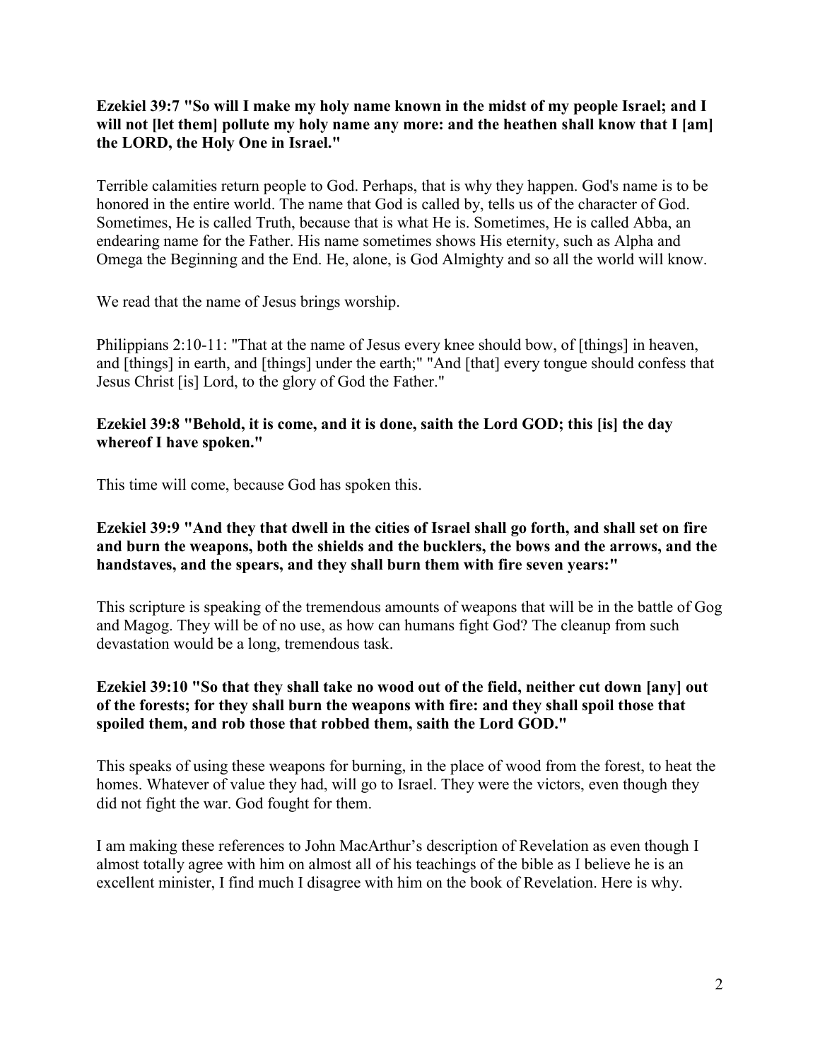**Ezekiel 39:7 "So will I make my holy name known in the midst of my people Israel; and I will not [let them] pollute my holy name any more: and the heathen shall know that I [am] the LORD, the Holy One in Israel."**

Terrible calamities return people to God. Perhaps, that is why they happen. God's name is to be honored in the entire world. The name that God is called by, tells us of the character of God. Sometimes, He is called Truth, because that is what He is. Sometimes, He is called Abba, an endearing name for the Father. His name sometimes shows His eternity, such as Alpha and Omega the Beginning and the End. He, alone, is God Almighty and so all the world will know.

We read that the name of Jesus brings worship.

Philippians 2:10-11: "That at the name of Jesus every knee should bow, of [things] in heaven, and [things] in earth, and [things] under the earth;" "And [that] every tongue should confess that Jesus Christ [is] Lord, to the glory of God the Father."

**Ezekiel 39:8 "Behold, it is come, and it is done, saith the Lord GOD; this [is] the day whereof I have spoken."**

This time will come, because God has spoken this.

**Ezekiel 39:9 "And they that dwell in the cities of Israel shall go forth, and shall set on fire and burn the weapons, both the shields and the bucklers, the bows and the arrows, and the handstaves, and the spears, and they shall burn them with fire seven years:"**

This scripture is speaking of the tremendous amounts of weapons that will be in the battle of Gog and Magog. They will be of no use, as how can humans fight God? The cleanup from such devastation would be a long, tremendous task.

**Ezekiel 39:10 "So that they shall take no wood out of the field, neither cut down [any] out of the forests; for they shall burn the weapons with fire: and they shall spoil those that spoiled them, and rob those that robbed them, saith the Lord GOD."**

This speaks of using these weapons for burning, in the place of wood from the forest, to heat the homes. Whatever of value they had, will go to Israel. They were the victors, even though they did not fight the war. God fought for them.

I am making these references to John MacArthur's description of Revelation as even though I almost totally agree with him on almost all of his teachings of the bible as I believe he is an excellent minister, I find much I disagree with him on the book of Revelation. Here is why.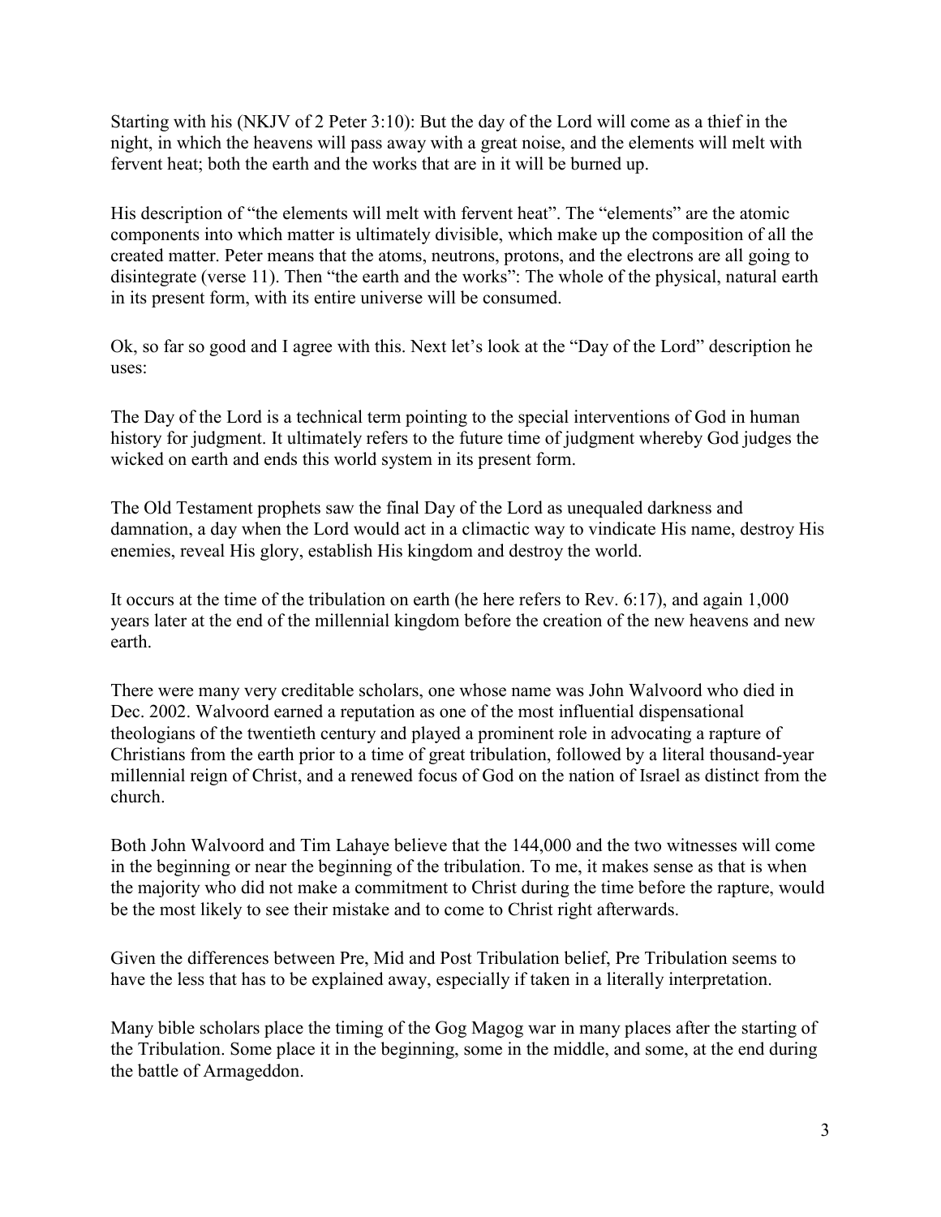Starting with his (NKJV of 2 Peter 3:10): But the day of the Lord will come as a thief in the night, in which the heavens will pass away with a great noise, and the elements will melt with fervent heat; both the earth and the works that are in it will be burned up.

His description of "the elements will melt with fervent heat". The "elements" are the atomic components into which matter is ultimately divisible, which make up the composition of all the created matter. Peter means that the atoms, neutrons, protons, and the electrons are all going to disintegrate (verse 11). Then "the earth and the works": The whole of the physical, natural earth in its present form, with its entire universe will be consumed.

Ok, so far so good and I agree with this. Next let's look at the "Day of the Lord" description he uses:

The Day of the Lord is a technical term pointing to the special interventions of God in human history for judgment. It ultimately refers to the future time of judgment whereby God judges the wicked on earth and ends this world system in its present form.

The Old Testament prophets saw the final Day of the Lord as unequaled darkness and damnation, a day when the Lord would act in a climactic way to vindicate His name, destroy His enemies, reveal His glory, establish His kingdom and destroy the world.

It occurs at the time of the tribulation on earth (he here refers to Rev. 6:17), and again 1,000 years later at the end of the millennial kingdom before the creation of the new heavens and new earth.

There were many very creditable scholars, one whose name was John Walvoord who died in Dec. 2002. Walvoord earned a reputation as one of the most influential dispensational theologians of the twentieth century and played a prominent role in advocating a rapture of Christians from the earth prior to a time of great tribulation, followed by a literal thousand-year millennial reign of Christ, and a renewed focus of God on the nation of Israel as distinct from the church.

Both John Walvoord and Tim Lahaye believe that the 144,000 and the two witnesses will come in the beginning or near the beginning of the tribulation. To me, it makes sense as that is when the majority who did not make a commitment to Christ during the time before the rapture, would be the most likely to see their mistake and to come to Christ right afterwards.

Given the differences between Pre, Mid and Post Tribulation belief, Pre Tribulation seems to have the less that has to be explained away, especially if taken in a literally interpretation.

Many bible scholars place the timing of the Gog Magog war in many places after the starting of the Tribulation. Some place it in the beginning, some in the middle, and some, at the end during the battle of Armageddon.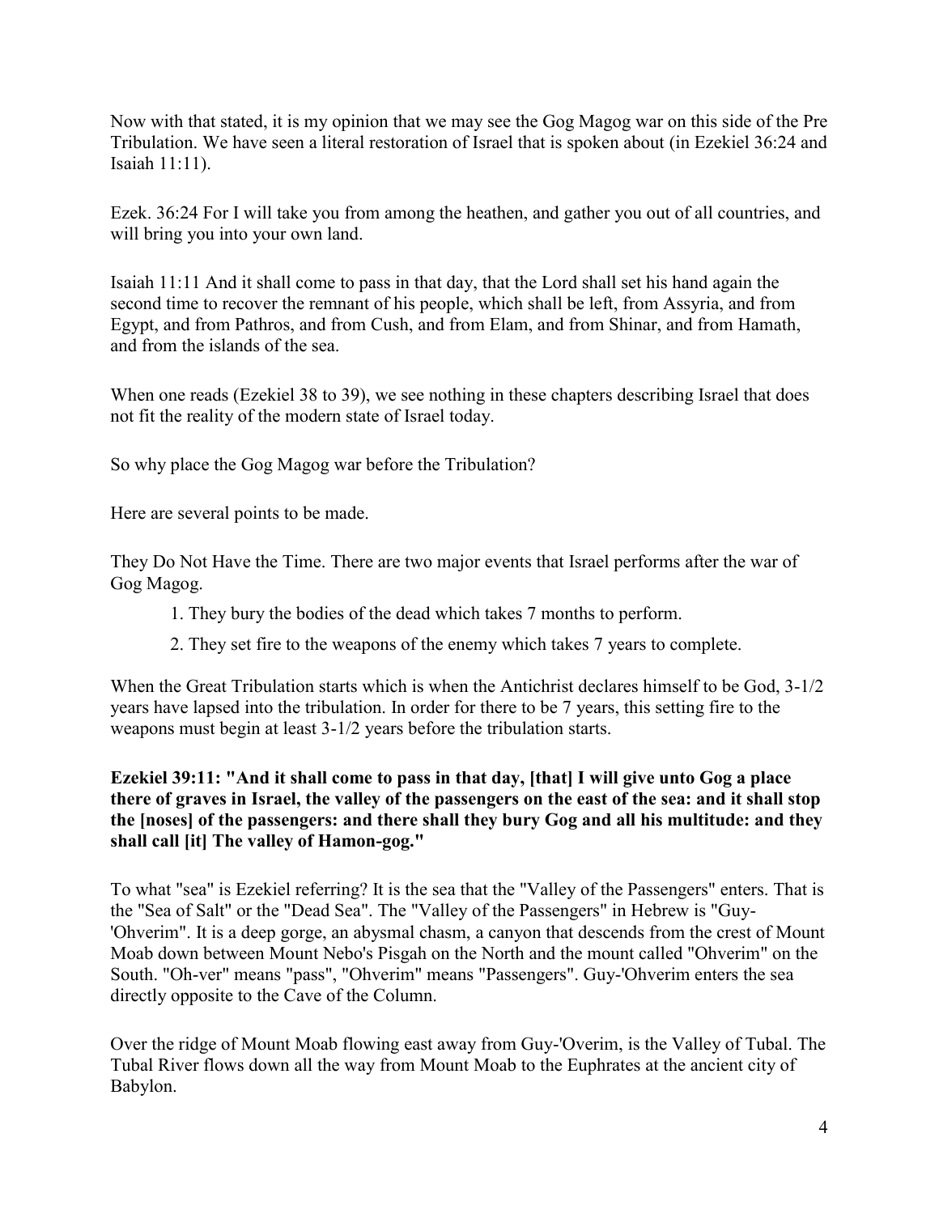Now with that stated, it is my opinion that we may see the Gog Magog war on this side of the Pre Tribulation. We have seen a literal restoration of Israel that is spoken about (in Ezekiel 36:24 and Isaiah 11:11).

Ezek. 36:24 For I will take you from among the heathen, and gather you out of all countries, and will bring you into your own land.

Isaiah 11:11 And it shall come to pass in that day, that the Lord shall set his hand again the second time to recover the remnant of his people, which shall be left, from Assyria, and from Egypt, and from Pathros, and from Cush, and from Elam, and from Shinar, and from Hamath, and from the islands of the sea.

When one reads (Ezekiel 38 to 39), we see nothing in these chapters describing Israel that does not fit the reality of the modern state of Israel today.

So why place the Gog Magog war before the Tribulation?

Here are several points to be made.

They Do Not Have the Time. There are two major events that Israel performs after the war of Gog Magog.

1. They bury the bodies of the dead which takes 7 months to perform.
2. They set fire to the weapons of the enemy which takes 7 years to complete.

When the Great Tribulation starts which is when the Antichrist declares himself to be God, 3-1/2 years have lapsed into the tribulation. In order for there to be 7 years, this setting fire to the weapons must begin at least 3-1/2 years before the tribulation starts.

**Ezekiel 39:11: "And it shall come to pass in that day, [that] I will give unto Gog a place there of graves in Israel, the valley of the passengers on the east of the sea: and it shall stop the [noses] of the passengers: and there shall they bury Gog and all his multitude: and they shall call [it] The valley of Hamon-gog."**

To what "sea" is Ezekiel referring? It is the sea that the "Valley of the Passengers" enters. That is the "Sea of Salt" or the "Dead Sea". The "Valley of the Passengers" in Hebrew is "Guy-'Ohverim". It is a deep gorge, an abysmal chasm, a canyon that descends from the crest of Mount Moab down between Mount Nebo's Pisgah on the North and the mount called "Ohverim" on the South. "Oh-ver" means "pass", "Ohverim" means "Passengers". Guy-'Ohverim enters the sea directly opposite to the Cave of the Column.

Over the ridge of Mount Moab flowing east away from Guy-'Overim, is the Valley of Tubal. The Tubal River flows down all the way from Mount Moab to the Euphrates at the ancient city of Babylon.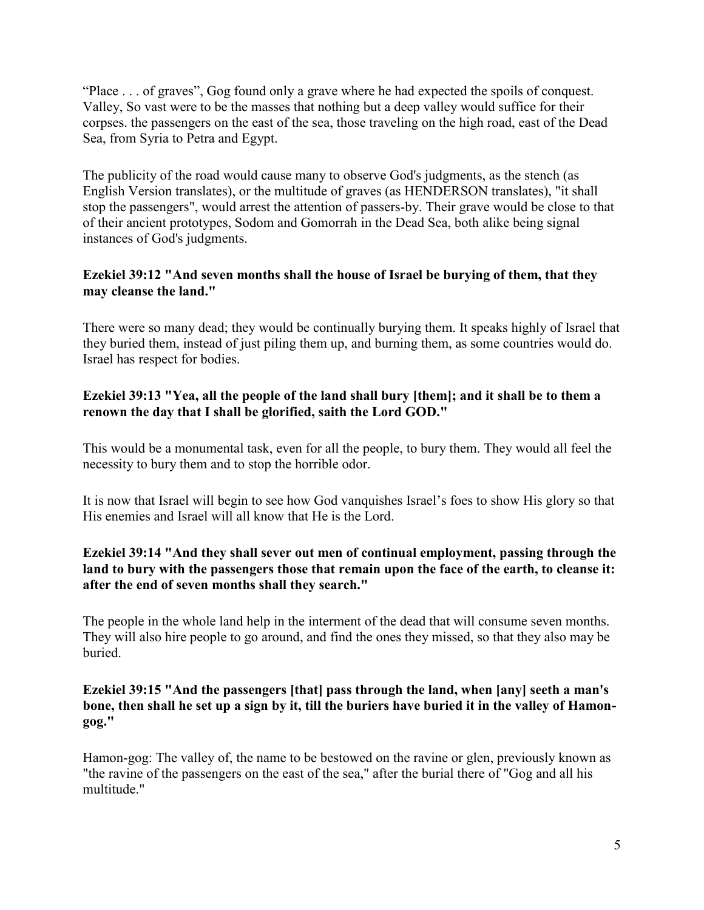"Place . . . of graves", Gog found only a grave where he had expected the spoils of conquest. Valley, So vast were to be the masses that nothing but a deep valley would suffice for their corpses. the passengers on the east of the sea, those traveling on the high road, east of the Dead Sea, from Syria to Petra and Egypt.

The publicity of the road would cause many to observe God's judgments, as the stench (as English Version translates), or the multitude of graves (as HENDERSON translates), "it shall stop the passengers", would arrest the attention of passers-by. Their grave would be close to that of their ancient prototypes, Sodom and Gomorrah in the Dead Sea, both alike being signal instances of God's judgments.

**Ezekiel 39:12 "And seven months shall the house of Israel be burying of them, that they may cleanse the land."**

There were so many dead; they would be continually burying them. It speaks highly of Israel that they buried them, instead of just piling them up, and burning them, as some countries would do. Israel has respect for bodies.

**Ezekiel 39:13 "Yea, all the people of the land shall bury [them]; and it shall be to them a renown the day that I shall be glorified, saith the Lord GOD."**

This would be a monumental task, even for all the people, to bury them. They would all feel the necessity to bury them and to stop the horrible odor.

It is now that Israel will begin to see how God vanquishes Israel's foes to show His glory so that His enemies and Israel will all know that He is the Lord.

**Ezekiel 39:14 "And they shall sever out men of continual employment, passing through the land to bury with the passengers those that remain upon the face of the earth, to cleanse it: after the end of seven months shall they search."**

The people in the whole land help in the interment of the dead that will consume seven months. They will also hire people to go around, and find the ones they missed, so that they also may be buried.

**Ezekiel 39:15 "And the passengers [that] pass through the land, when [any] seeth a man's bone, then shall he set up a sign by it, till the buriers have buried it in the valley of Hamon-gog."**

Hamon-gog: The valley of, the name to be bestowed on the ravine or glen, previously known as "the ravine of the passengers on the east of the sea," after the burial there of "Gog and all his multitude."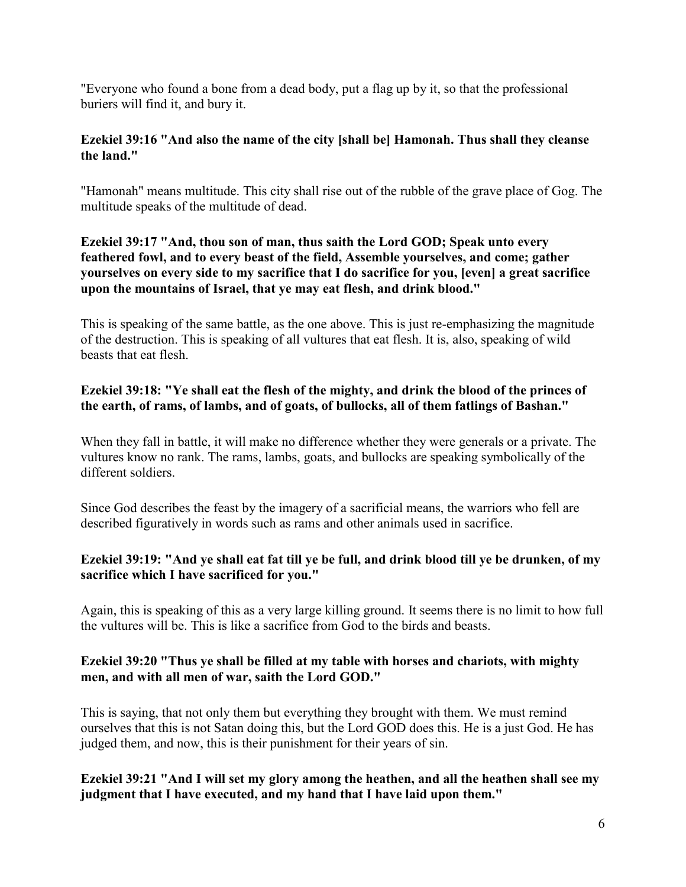"Everyone who found a bone from a dead body, put a flag up by it, so that the professional buriers will find it, and bury it.

**Ezekiel 39:16 "And also the name of the city [shall be] Hamonah. Thus shall they cleanse the land."**

"Hamonah" means multitude. This city shall rise out of the rubble of the grave place of Gog. The multitude speaks of the multitude of dead.

**Ezekiel 39:17 "And, thou son of man, thus saith the Lord GOD; Speak unto every feathered fowl, and to every beast of the field, Assemble yourselves, and come; gather yourselves on every side to my sacrifice that I do sacrifice for you, [even] a great sacrifice upon the mountains of Israel, that ye may eat flesh, and drink blood."**

This is speaking of the same battle, as the one above. This is just re-emphasizing the magnitude of the destruction. This is speaking of all vultures that eat flesh. It is, also, speaking of wild beasts that eat flesh.

**Ezekiel 39:18: "Ye shall eat the flesh of the mighty, and drink the blood of the princes of the earth, of rams, of lambs, and of goats, of bullocks, all of them fatlings of Bashan."**

When they fall in battle, it will make no difference whether they were generals or a private. The vultures know no rank. The rams, lambs, goats, and bullocks are speaking symbolically of the different soldiers.

Since God describes the feast by the imagery of a sacrificial means, the warriors who fell are described figuratively in words such as rams and other animals used in sacrifice.

**Ezekiel 39:19: "And ye shall eat fat till ye be full, and drink blood till ye be drunken, of my sacrifice which I have sacrificed for you."**

Again, this is speaking of this as a very large killing ground. It seems there is no limit to how full the vultures will be. This is like a sacrifice from God to the birds and beasts.

**Ezekiel 39:20 "Thus ye shall be filled at my table with horses and chariots, with mighty men, and with all men of war, saith the Lord GOD."**

This is saying, that not only them but everything they brought with them. We must remind ourselves that this is not Satan doing this, but the Lord GOD does this. He is a just God. He has judged them, and now, this is their punishment for their years of sin.

**Ezekiel 39:21 "And I will set my glory among the heathen, and all the heathen shall see my judgment that I have executed, and my hand that I have laid upon them."**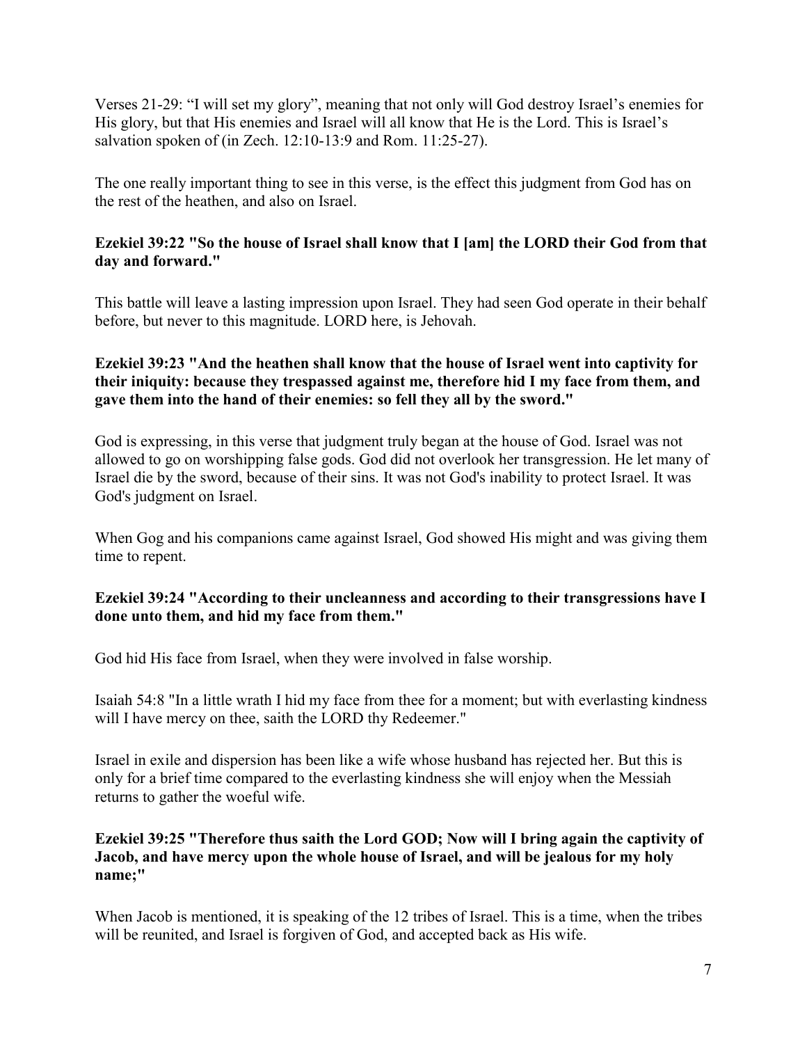Verses 21-29: "I will set my glory", meaning that not only will God destroy Israel's enemies for His glory, but that His enemies and Israel will all know that He is the Lord. This is Israel's salvation spoken of (in Zech. 12:10-13:9 and Rom. 11:25-27).

The one really important thing to see in this verse, is the effect this judgment from God has on the rest of the heathen, and also on Israel.

**Ezekiel 39:22 "So the house of Israel shall know that I [am] the LORD their God from that day and forward."**

This battle will leave a lasting impression upon Israel. They had seen God operate in their behalf before, but never to this magnitude. LORD here, is Jehovah.

**Ezekiel 39:23 "And the heathen shall know that the house of Israel went into captivity for their iniquity: because they trespassed against me, therefore hid I my face from them, and gave them into the hand of their enemies: so fell they all by the sword."**

God is expressing, in this verse that judgment truly began at the house of God. Israel was not allowed to go on worshipping false gods. God did not overlook her transgression. He let many of Israel die by the sword, because of their sins. It was not God's inability to protect Israel. It was God's judgment on Israel.

When Gog and his companions came against Israel, God showed His might and was giving them time to repent.

**Ezekiel 39:24 "According to their uncleanness and according to their transgressions have I done unto them, and hid my face from them."**

God hid His face from Israel, when they were involved in false worship.

Isaiah 54:8 "In a little wrath I hid my face from thee for a moment; but with everlasting kindness will I have mercy on thee, saith the LORD thy Redeemer."

Israel in exile and dispersion has been like a wife whose husband has rejected her. But this is only for a brief time compared to the everlasting kindness she will enjoy when the Messiah returns to gather the woeful wife.

**Ezekiel 39:25 "Therefore thus saith the Lord GOD; Now will I bring again the captivity of Jacob, and have mercy upon the whole house of Israel, and will be jealous for my holy name;"**

When Jacob is mentioned, it is speaking of the 12 tribes of Israel. This is a time, when the tribes will be reunited, and Israel is forgiven of God, and accepted back as His wife.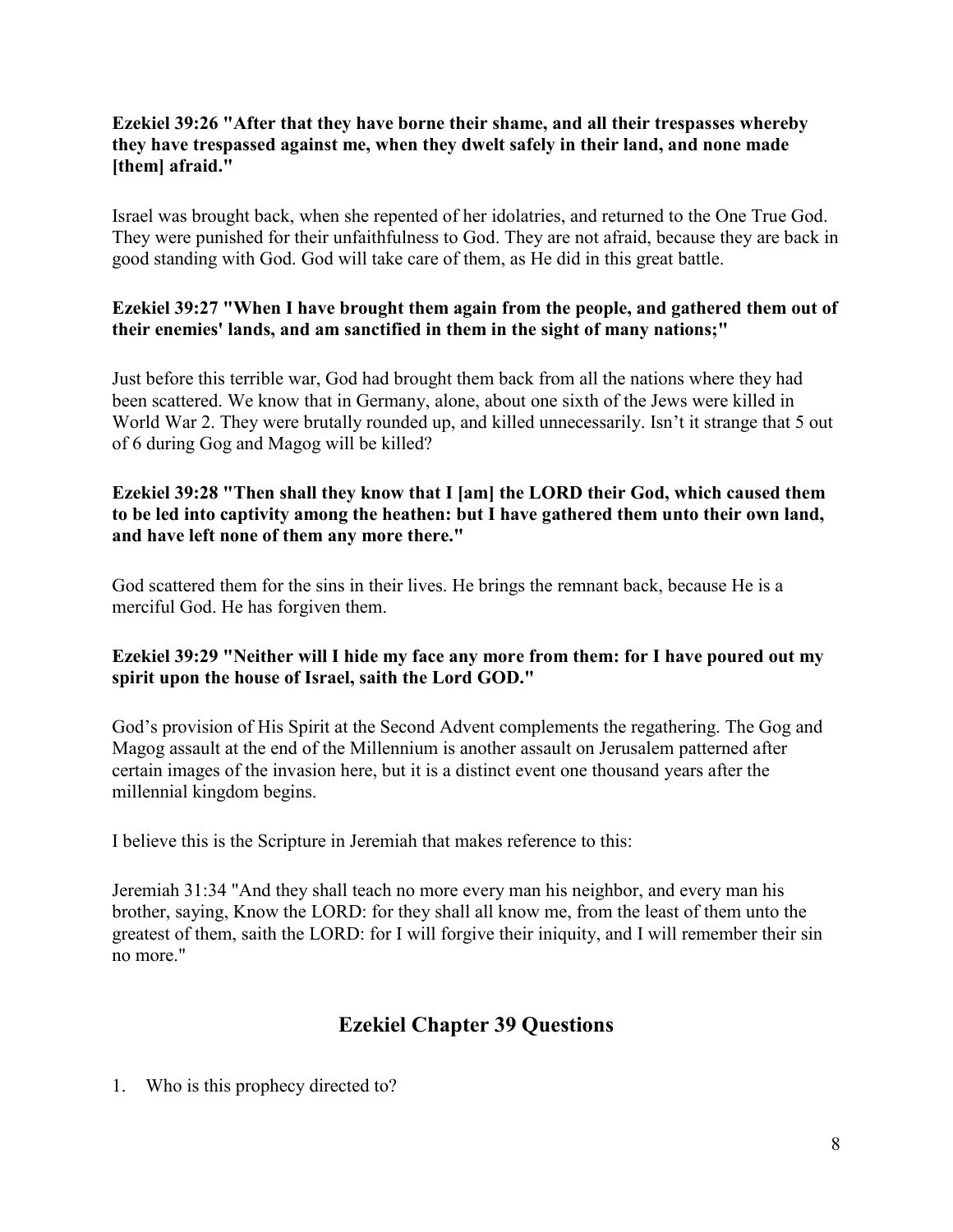**Ezekiel 39:26 "After that they have borne their shame, and all their trespasses whereby they have trespassed against me, when they dwelt safely in their land, and none made [them] afraid."**

Israel was brought back, when she repented of her idolatries, and returned to the One True God. They were punished for their unfaithfulness to God. They are not afraid, because they are back in good standing with God. God will take care of them, as He did in this great battle.

**Ezekiel 39:27 "When I have brought them again from the people, and gathered them out of their enemies' lands, and am sanctified in them in the sight of many nations;"**

Just before this terrible war, God had brought them back from all the nations where they had been scattered. We know that in Germany, alone, about one sixth of the Jews were killed in World War 2. They were brutally rounded up, and killed unnecessarily. Isn't it strange that 5 out of 6 during Gog and Magog will be killed?

**Ezekiel 39:28 "Then shall they know that I [am] the LORD their God, which caused them to be led into captivity among the heathen: but I have gathered them unto their own land, and have left none of them any more there."**

God scattered them for the sins in their lives. He brings the remnant back, because He is a merciful God. He has forgiven them.

**Ezekiel 39:29 "Neither will I hide my face any more from them: for I have poured out my spirit upon the house of Israel, saith the Lord GOD."**

God's provision of His Spirit at the Second Advent complements the regathering. The Gog and Magog assault at the end of the Millennium is another assault on Jerusalem patterned after certain images of the invasion here, but it is a distinct event one thousand years after the millennial kingdom begins.

I believe this is the Scripture in Jeremiah that makes reference to this:

Jeremiah 31:34 "And they shall teach no more every man his neighbor, and every man his brother, saying, Know the LORD: for they shall all know me, from the least of them unto the greatest of them, saith the LORD: for I will forgive their iniquity, and I will remember their sin no more."

## Ezekiel Chapter 39 Questions

1. Who is this prophecy directed to?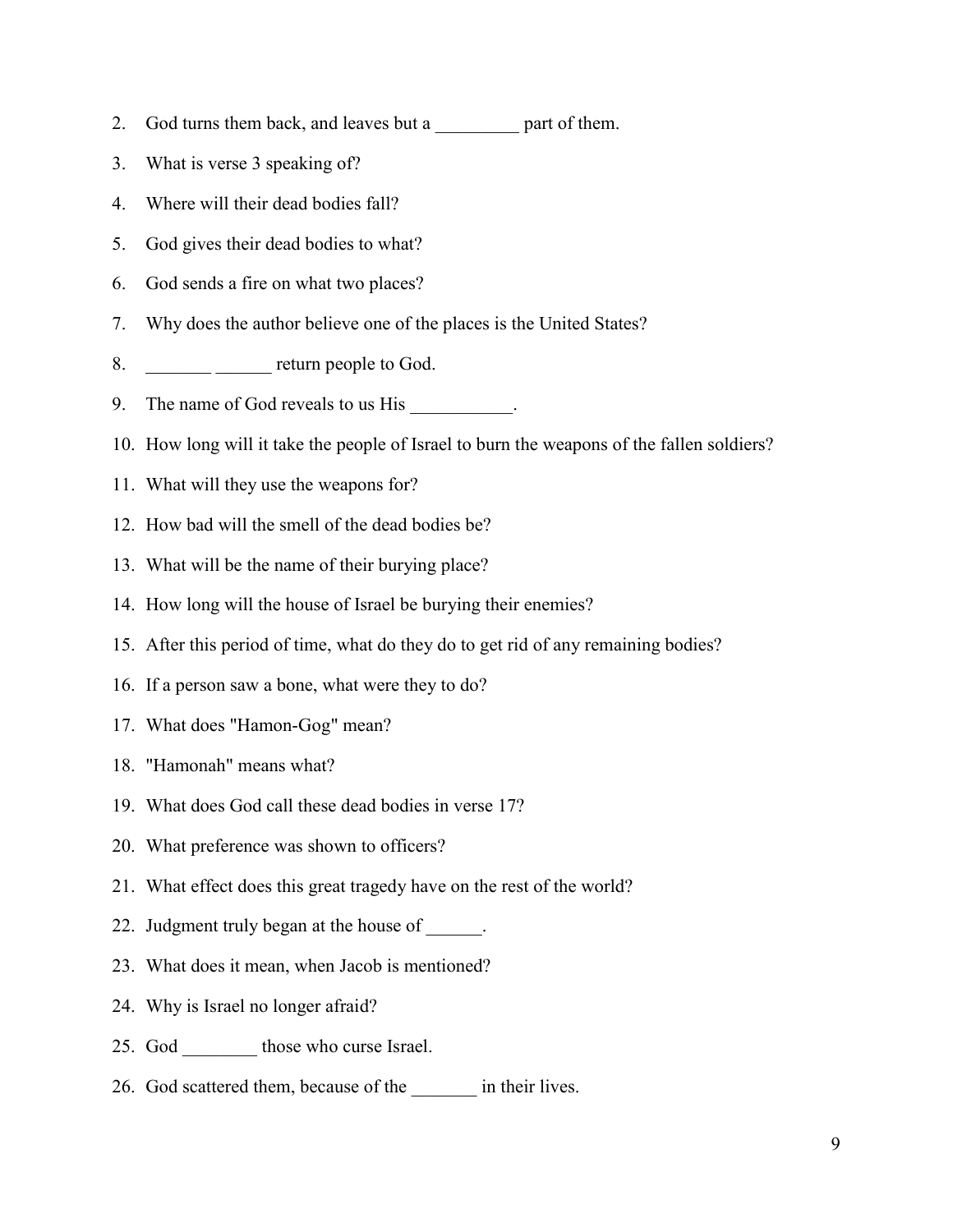2. God turns them back, and leaves but a _________ part of them.
3. What is verse 3 speaking of?
4. Where will their dead bodies fall?
5. God gives their dead bodies to what?
6. God sends a fire on what two places?
7. Why does the author believe one of the places is the United States?
8. _______ ______ return people to God.
9. The name of God reveals to us His ___________.
10. How long will it take the people of Israel to burn the weapons of the fallen soldiers?
11. What will they use the weapons for?
12. How bad will the smell of the dead bodies be?
13. What will be the name of their burying place?
14. How long will the house of Israel be burying their enemies?
15. After this period of time, what do they do to get rid of any remaining bodies?
16. If a person saw a bone, what were they to do?
17. What does "Hamon-Gog" mean?
18. "Hamonah" means what?
19. What does God call these dead bodies in verse 17?
20. What preference was shown to officers?
21. What effect does this great tragedy have on the rest of the world?
22. Judgment truly began at the house of ______.
23. What does it mean, when Jacob is mentioned?
24. Why is Israel no longer afraid?
25. God ________ those who curse Israel.
26. God scattered them, because of the _______ in their lives.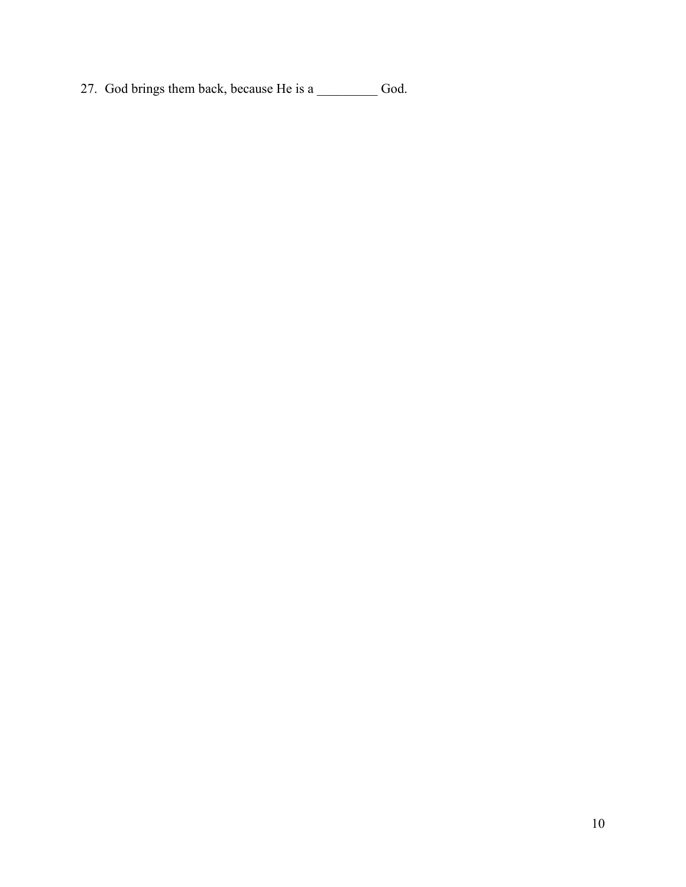27. God brings them back, because He is a _________ God.